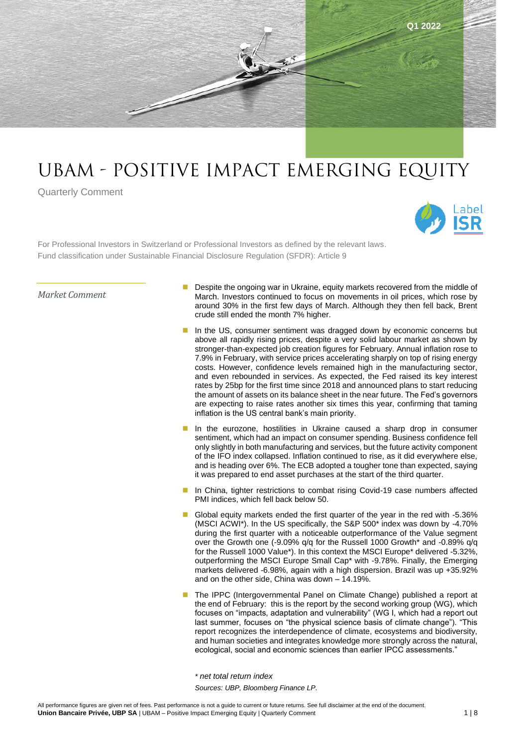Q1 2022

# UBAM - POSITIVE IMPACT EMERGING EQUITY

Quarterly Comment

Label ISR

For Professional Investors in Switzerland or Professional Investors as defined by the relevant laws.
Fund classification under Sustainable Financial Disclosure Regulation (SFDR): Article 9

## *Market Comment*

- Despite the ongoing war in Ukraine, equity markets recovered from the middle of March. Investors continued to focus on movements in oil prices, which rose by around 30% in the first few days of March. Although they then fell back, Brent crude still ended the month 7% higher.
- In the US, consumer sentiment was dragged down by economic concerns but above all rapidly rising prices, despite a very solid labour market as shown by stronger-than-expected job creation figures for February. Annual inflation rose to 7.9% in February, with service prices accelerating sharply on top of rising energy costs. However, confidence levels remained high in the manufacturing sector, and even rebounded in services. As expected, the Fed raised its key interest rates by 25bp for the first time since 2018 and announced plans to start reducing the amount of assets on its balance sheet in the near future. The Fed's governors are expecting to raise rates another six times this year, confirming that taming inflation is the US central bank's main priority.
- In the eurozone, hostilities in Ukraine caused a sharp drop in consumer sentiment, which had an impact on consumer spending. Business confidence fell only slightly in both manufacturing and services, but the future activity component of the IFO index collapsed. Inflation continued to rise, as it did everywhere else, and is heading over 6%. The ECB adopted a tougher tone than expected, saying it was prepared to end asset purchases at the start of the third quarter.
- In China, tighter restrictions to combat rising Covid-19 case numbers affected PMI indices, which fell back below 50.
- Global equity markets ended the first quarter of the year in the red with -5.36% (MSCI ACWI*). In the US specifically, the S&P 500* index was down by -4.70% during the first quarter with a noticeable outperformance of the Value segment over the Growth one (-9.09% q/q for the Russell 1000 Growth* and -0.89% q/q for the Russell 1000 Value*). In this context the MSCI Europe* delivered -5.32%, outperforming the MSCI Europe Small Cap* with -9.78%. Finally, the Emerging markets delivered -6.98%, again with a high dispersion. Brazil was up +35.92% and on the other side, China was down – 14.19%.
- The IPPC (Intergovernmental Panel on Climate Change) published a report at the end of February: this is the report by the second working group (WG), which focuses on "impacts, adaptation and vulnerability" (WG I, which had a report out last summer, focuses on "the physical science basis of climate change"). "This report recognizes the interdependence of climate, ecosystems and biodiversity, and human societies and integrates knowledge more strongly across the natural, ecological, social and economic sciences than earlier IPCC assessments."

*\* net total return index*

*Sources: UBP, Bloomberg Finance LP.*

All performance figures are given net of fees. Past performance is not a guide to current or future returns. See full disclaimer at the end of the document.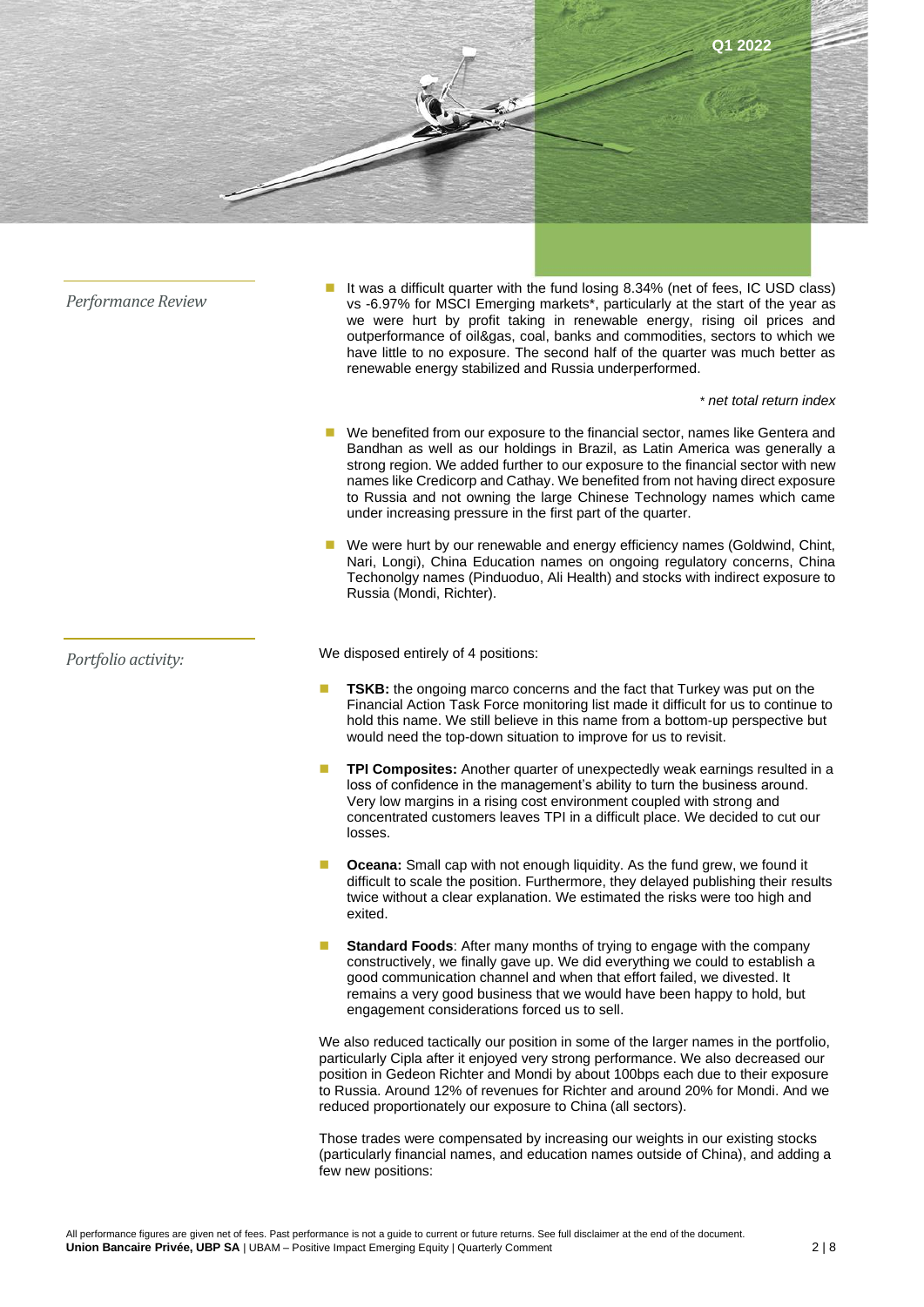Q1 2022

## *Performance Review*

- It was a difficult quarter with the fund losing 8.34% (net of fees, IC USD class) vs -6.97% for MSCI Emerging markets*, particularly at the start of the year as we were hurt by profit taking in renewable energy, rising oil prices and outperformance of oil&gas, coal, banks and commodities, sectors to which we have little to no exposure. The second half of the quarter was much better as renewable energy stabilized and Russia underperformed.

*\* net total return index*

- We benefited from our exposure to the financial sector, names like Gentera and Bandhan as well as our holdings in Brazil, as Latin America was generally a strong region. We added further to our exposure to the financial sector with new names like Credicorp and Cathay. We benefited from not having direct exposure to Russia and not owning the large Chinese Technology names which came under increasing pressure in the first part of the quarter.

- We were hurt by our renewable and energy efficiency names (Goldwind, Chint, Nari, Longi), China Education names on ongoing regulatory concerns, China Techonolgy names (Pinduoduo, Ali Health) and stocks with indirect exposure to Russia (Mondi, Richter).

## *Portfolio activity:*

We disposed entirely of 4 positions:

- **TSKB:** the ongoing marco concerns and the fact that Turkey was put on the Financial Action Task Force monitoring list made it difficult for us to continue to hold this name. We still believe in this name from a bottom-up perspective but would need the top-down situation to improve for us to revisit.

- **TPI Composites:** Another quarter of unexpectedly weak earnings resulted in a loss of confidence in the management's ability to turn the business around. Very low margins in a rising cost environment coupled with strong and concentrated customers leaves TPI in a difficult place. We decided to cut our losses.

- **Oceana:** Small cap with not enough liquidity. As the fund grew, we found it difficult to scale the position. Furthermore, they delayed publishing their results twice without a clear explanation. We estimated the risks were too high and exited.

- **Standard Foods**: After many months of trying to engage with the company constructively, we finally gave up. We did everything we could to establish a good communication channel and when that effort failed, we divested. It remains a very good business that we would have been happy to hold, but engagement considerations forced us to sell.

We also reduced tactically our position in some of the larger names in the portfolio, particularly Cipla after it enjoyed very strong performance. We also decreased our position in Gedeon Richter and Mondi by about 100bps each due to their exposure to Russia. Around 12% of revenues for Richter and around 20% for Mondi. And we reduced proportionately our exposure to China (all sectors).

Those trades were compensated by increasing our weights in our existing stocks (particularly financial names, and education names outside of China), and adding a few new positions: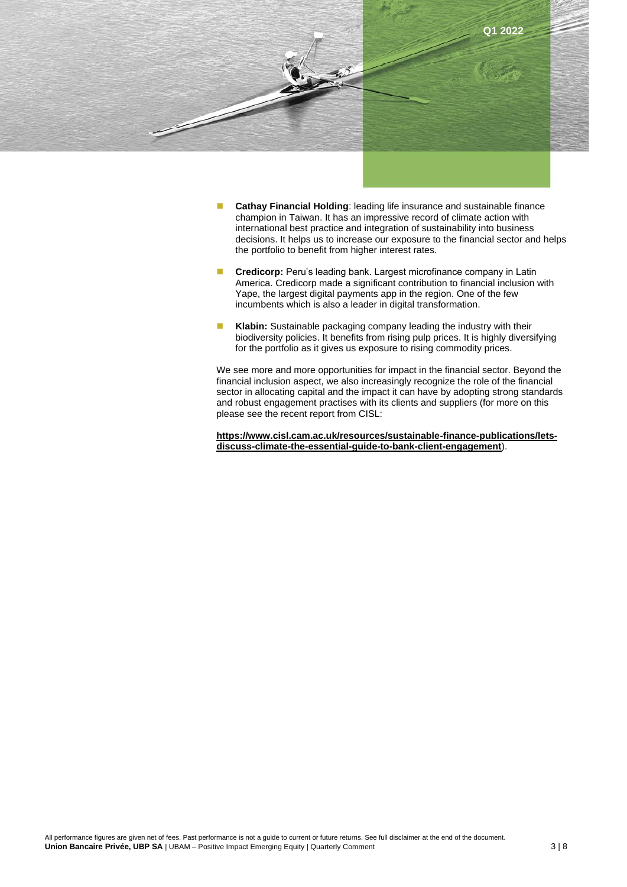- **Cathay Financial Holding**: leading life insurance and sustainable finance champion in Taiwan. It has an impressive record of climate action with international best practice and integration of sustainability into business decisions. It helps us to increase our exposure to the financial sector and helps the portfolio to benefit from higher interest rates.
- **Credicorp:** Peru's leading bank. Largest microfinance company in Latin America. Credicorp made a significant contribution to financial inclusion with Yape, the largest digital payments app in the region. One of the few incumbents which is also a leader in digital transformation.
- **Klabin:** Sustainable packaging company leading the industry with their biodiversity policies. It benefits from rising pulp prices. It is highly diversifying for the portfolio as it gives us exposure to rising commodity prices.

We see more and more opportunities for impact in the financial sector. Beyond the financial inclusion aspect, we also increasingly recognize the role of the financial sector in allocating capital and the impact it can have by adopting strong standards and robust engagement practises with its clients and suppliers (for more on this please see the recent report from CISL:

**https://www.cisl.cam.ac.uk/resources/sustainable-finance-publications/lets-discuss-climate-the-essential-guide-to-bank-client-engagement**).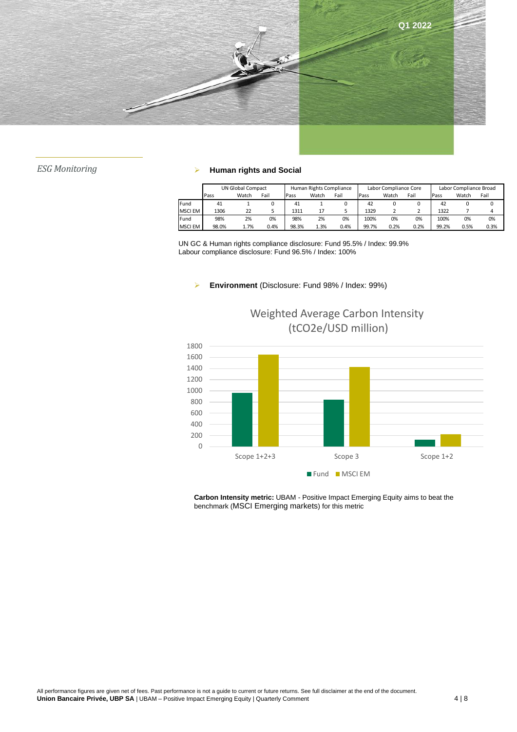Q1 2022

*ESG Monitoring*

- **Human rights and Social**

| | UN Global Compact | | | Human Rights Compliance | | | Labor Compliance Core | | | Labor Compliance Broad | | |
|---|---|---|---|---|---|---|---|---|---|---|---|---|
| | Pass | Watch | Fail | Pass | Watch | Fail | Pass | Watch | Fail | Pass | Watch | Fail |
| Fund | 41 | 1 | 0 | 41 | 1 | 0 | 42 | 0 | 0 | 42 | 0 | 0 |
| MSCI EM | 1306 | 22 | 5 | 1311 | 17 | 5 | 1329 | 2 | 2 | 1322 | 7 | 4 |
| Fund | 98% | 2% | 0% | 98% | 2% | 0% | 100% | 0% | 0% | 100% | 0% | 0% |
| MSCI EM | 98.0% | 1.7% | 0.4% | 98.3% | 1.3% | 0.4% | 99.7% | 0.2% | 0.2% | 99.2% | 0.5% | 0.3% |

UN GC & Human rights compliance disclosure: Fund 95.5% / Index: 99.9%
Labour compliance disclosure: Fund 96.5% / Index: 100%

- **Environment** (Disclosure: Fund 98% / Index: 99%)

**Weighted Average Carbon Intensity (tCO2e/USD million)**

| | Fund | MSCI EM |
|---|---|---|
| Scope 1+2+3 | ~960 | ~1650 |
| Scope 3 | ~840 | ~1420 |
| Scope 1+2 | ~120 | ~220 |

**Carbon Intensity metric:** UBAM - Positive Impact Emerging Equity aims to beat the benchmark (MSCI Emerging markets) for this metric

All performance figures are given net of fees. Past performance is not a guide to current or future returns. See full disclaimer at the end of the document.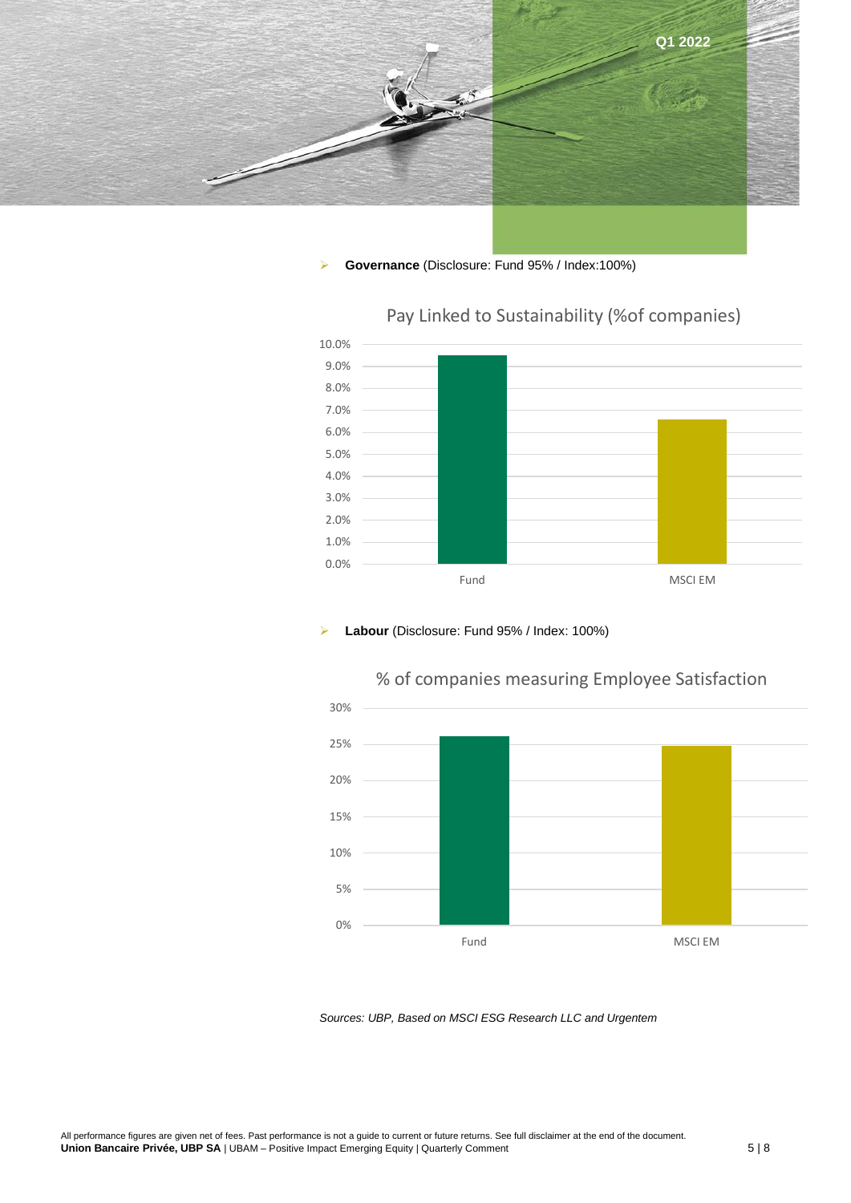- **Governance** (Disclosure: Fund 95% / Index:100%)

Pay Linked to Sustainability (%of companies)

| | Fund | MSCI EM |
|---|---|---|
| Pay Linked to Sustainability (% of companies) | ~9.5% | ~6.6% |

- **Labour** (Disclosure: Fund 95% / Index: 100%)

% of companies measuring Employee Satisfaction

| | Fund | MSCI EM |
|---|---|---|
| % of companies measuring Employee Satisfaction | ~26% | ~24.7% |

*Sources: UBP, Based on MSCI ESG Research LLC and Urgentem*

All performance figures are given net of fees. Past performance is not a guide to current or future returns. See full disclaimer at the end of the document.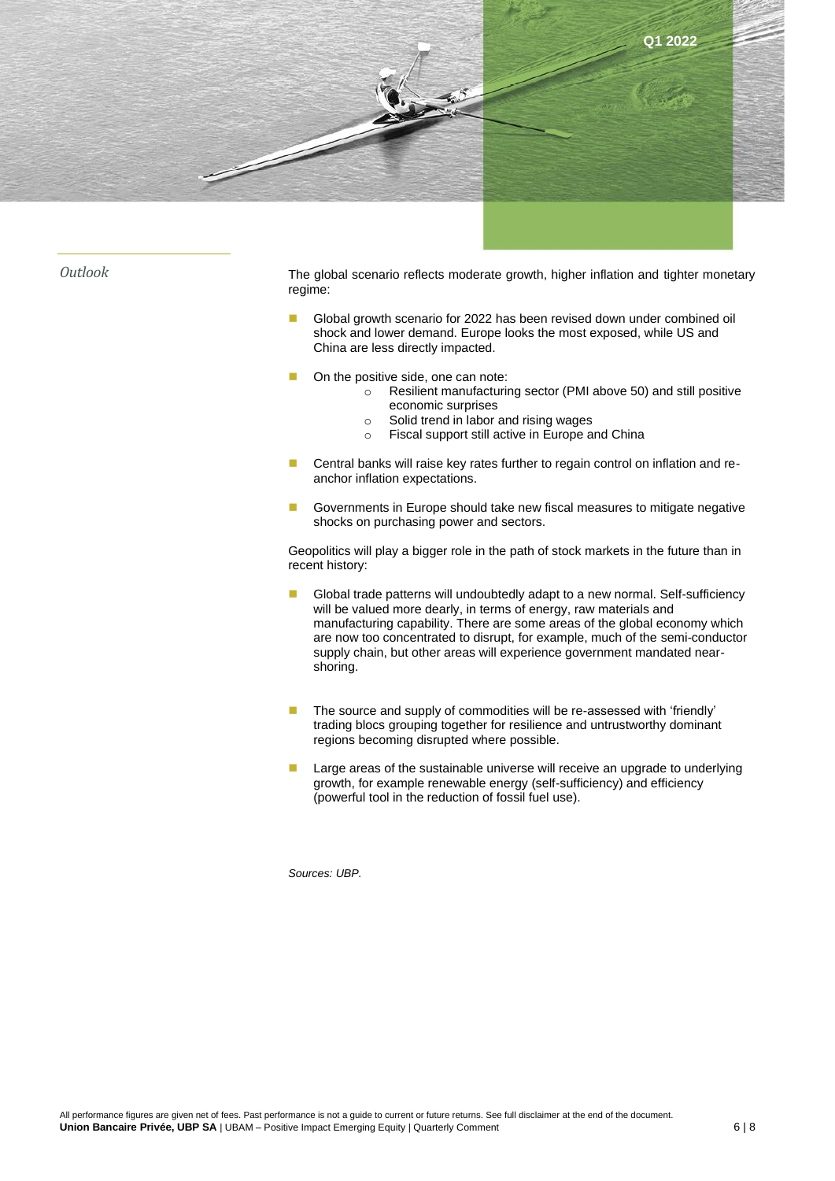## *Outlook*

The global scenario reflects moderate growth, higher inflation and tighter monetary regime:

- Global growth scenario for 2022 has been revised down under combined oil shock and lower demand. Europe looks the most exposed, while US and China are less directly impacted.
- On the positive side, one can note:
  - Resilient manufacturing sector (PMI above 50) and still positive economic surprises
  - Solid trend in labor and rising wages
  - Fiscal support still active in Europe and China
- Central banks will raise key rates further to regain control on inflation and re-anchor inflation expectations.
- Governments in Europe should take new fiscal measures to mitigate negative shocks on purchasing power and sectors.

Geopolitics will play a bigger role in the path of stock markets in the future than in recent history:

- Global trade patterns will undoubtedly adapt to a new normal. Self-sufficiency will be valued more dearly, in terms of energy, raw materials and manufacturing capability. There are some areas of the global economy which are now too concentrated to disrupt, for example, much of the semi-conductor supply chain, but other areas will experience government mandated near-shoring.
- The source and supply of commodities will be re-assessed with 'friendly' trading blocs grouping together for resilience and untrustworthy dominant regions becoming disrupted where possible.
- Large areas of the sustainable universe will receive an upgrade to underlying growth, for example renewable energy (self-sufficiency) and efficiency (powerful tool in the reduction of fossil fuel use).

*Sources: UBP.*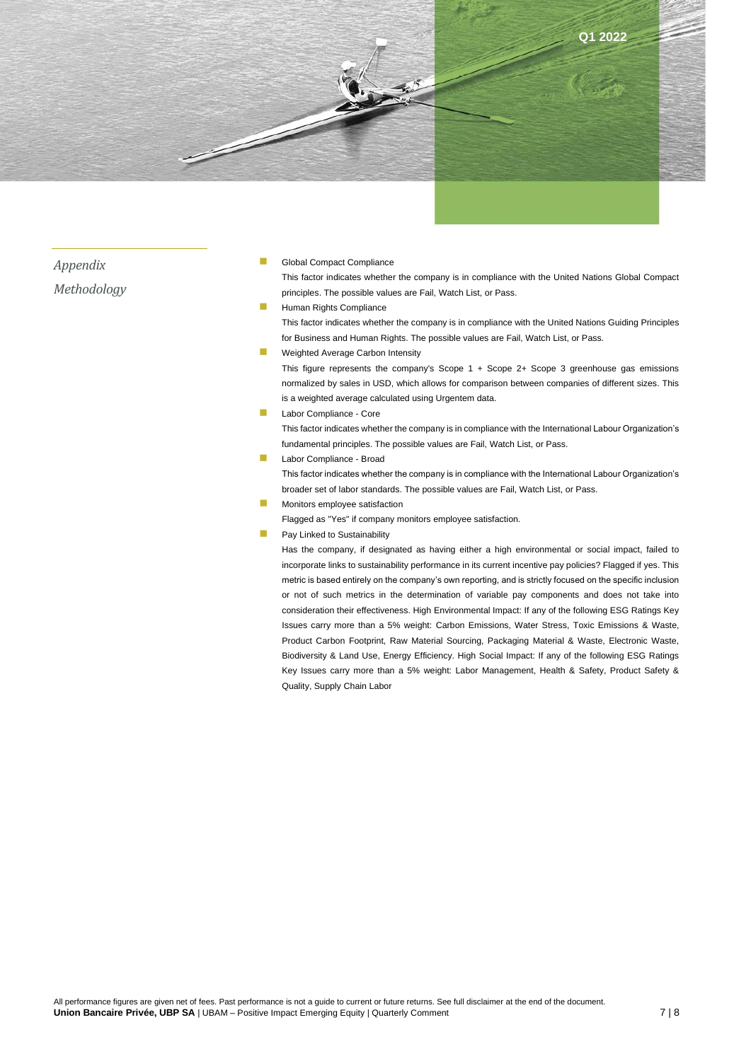*Appendix*

*Methodology*

- Global Compact Compliance

  This factor indicates whether the company is in compliance with the United Nations Global Compact principles. The possible values are Fail, Watch List, or Pass.
- Human Rights Compliance

  This factor indicates whether the company is in compliance with the United Nations Guiding Principles for Business and Human Rights. The possible values are Fail, Watch List, or Pass.
- Weighted Average Carbon Intensity

  This figure represents the company's Scope 1 + Scope 2+ Scope 3 greenhouse gas emissions normalized by sales in USD, which allows for comparison between companies of different sizes. This is a weighted average calculated using Urgentem data.
- Labor Compliance - Core

  This factor indicates whether the company is in compliance with the International Labour Organization's fundamental principles. The possible values are Fail, Watch List, or Pass.
- Labor Compliance - Broad

  This factor indicates whether the company is in compliance with the International Labour Organization's broader set of labor standards. The possible values are Fail, Watch List, or Pass.
- Monitors employee satisfaction

  Flagged as "Yes" if company monitors employee satisfaction.
- Pay Linked to Sustainability

  Has the company, if designated as having either a high environmental or social impact, failed to incorporate links to sustainability performance in its current incentive pay policies? Flagged if yes. This metric is based entirely on the company's own reporting, and is strictly focused on the specific inclusion or not of such metrics in the determination of variable pay components and does not take into consideration their effectiveness. High Environmental Impact: If any of the following ESG Ratings Key Issues carry more than a 5% weight: Carbon Emissions, Water Stress, Toxic Emissions & Waste, Product Carbon Footprint, Raw Material Sourcing, Packaging Material & Waste, Electronic Waste, Biodiversity & Land Use, Energy Efficiency. High Social Impact: If any of the following ESG Ratings Key Issues carry more than a 5% weight: Labor Management, Health & Safety, Product Safety & Quality, Supply Chain Labor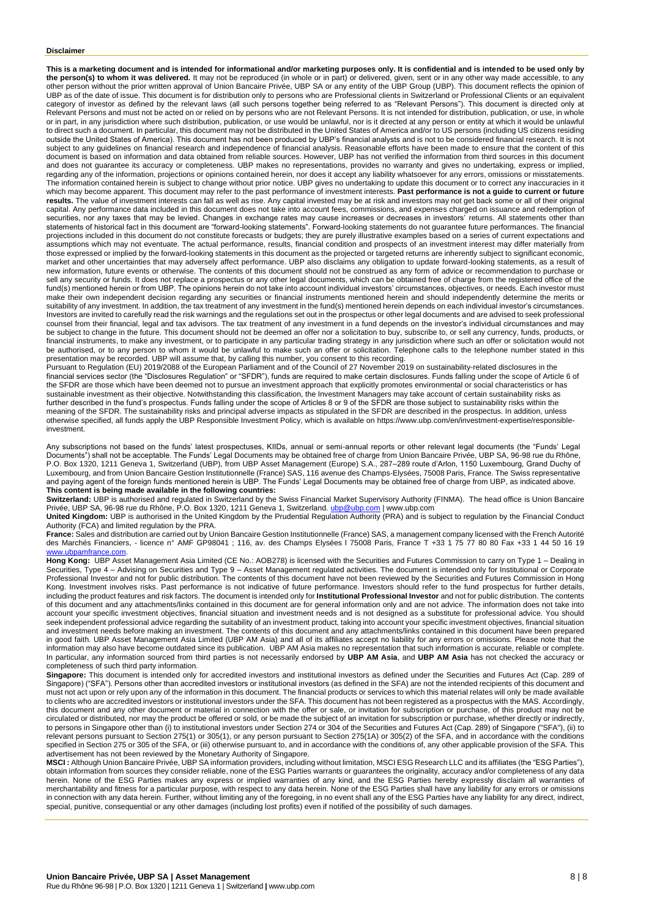**Disclaimer**

**This is a marketing document and is intended for informational and/or marketing purposes only. It is confidential and is intended to be used only by the person(s) to whom it was delivered.** It may not be reproduced (in whole or in part) or delivered, given, sent or in any other way made accessible, to any other person without the prior written approval of Union Bancaire Privée, UBP SA or any entity of the UBP Group (UBP). This document reflects the opinion of UBP as of the date of issue. This document is for distribution only to persons who are Professional clients in Switzerland or Professional Clients or an equivalent category of investor as defined by the relevant laws (all such persons together being referred to as "Relevant Persons"). This document is directed only at Relevant Persons and must not be acted on or relied on by persons who are not Relevant Persons. It is not intended for distribution, publication, or use, in whole or in part, in any jurisdiction where such distribution, publication, or use would be unlawful, nor is it directed at any person or entity at which it would be unlawful to direct such a document. In particular, this document may not be distributed in the United States of America and/or to US persons (including US citizens residing outside the United States of America). This document has not been produced by UBP's financial analysts and is not to be considered financial research. It is not subject to any guidelines on financial research and independence of financial analysis. Reasonable efforts have been made to ensure that the content of this document is based on information and data obtained from reliable sources. However, UBP has not verified the information from third sources in this document and does not guarantee its accuracy or completeness. UBP makes no representations, provides no warranty and gives no undertaking, express or implied, regarding any of the information, projections or opinions contained herein, nor does it accept any liability whatsoever for any errors, omissions or misstatements. The information contained herein is subject to change without prior notice. UBP gives no undertaking to update this document or to correct any inaccuracies in it which may become apparent. This document may refer to the past performance of investment interests. **Past performance is not a guide to current or future results.** The value of investment interests can fall as well as rise. Any capital invested may be at risk and investors may not get back some or all of their original capital. Any performance data included in this document does not take into account fees, commissions, and expenses charged on issuance and redemption of securities, nor any taxes that may be levied. Changes in exchange rates may cause increases or decreases in investors' returns. All statements other than statements of historical fact in this document are "forward-looking statements". Forward-looking statements do not guarantee future performances. The financial projections included in this document do not constitute forecasts or budgets; they are purely illustrative examples based on a series of current expectations and assumptions which may not eventuate. The actual performance, results, financial condition and prospects of an investment interest may differ materially from those expressed or implied by the forward-looking statements in this document as the projected or targeted returns are inherently subject to significant economic, market and other uncertainties that may adversely affect performance. UBP also disclaims any obligation to update forward-looking statements, as a result of new information, future events or otherwise. The contents of this document should not be construed as any form of advice or recommendation to purchase or sell any security or funds. It does not replace a prospectus or any other legal documents, which can be obtained free of charge from the registered office of the fund(s) mentioned herein or from UBP. The opinions herein do not take into account individual investors' circumstances, objectives, or needs. Each investor must make their own independent decision regarding any securities or financial instruments mentioned herein and should independently determine the merits or suitability of any investment. In addition, the tax treatment of any investment in the fund(s) mentioned herein depends on each individual investor's circumstances. Investors are invited to carefully read the risk warnings and the regulations set out in the prospectus or other legal documents and are advised to seek professional counsel from their financial, legal and tax advisors. The tax treatment of any investment in a fund depends on the investor's individual circumstances and may be subject to change in the future. This document should not be deemed an offer nor a solicitation to buy, subscribe to, or sell any currency, funds, products, or financial instruments, to make any investment, or to participate in any particular trading strategy in any jurisdiction where such an offer or solicitation would not be authorised, or to any person to whom it would be unlawful to make such an offer or solicitation. Telephone calls to the telephone number stated in this presentation may be recorded. UBP will assume that, by calling this number, you consent to this recording.

Pursuant to Regulation (EU) 2019/2088 of the European Parliament and of the Council of 27 November 2019 on sustainability-related disclosures in the financial services sector (the "Disclosures Regulation" or "SFDR"), funds are required to make certain disclosures. Funds falling under the scope of Article 6 of the SFDR are those which have been deemed not to pursue an investment approach that explicitly promotes environmental or social characteristics or has sustainable investment as their objective. Notwithstanding this classification, the Investment Managers may take account of certain sustainability risks as further described in the fund's prospectus. Funds falling under the scope of Articles 8 or 9 of the SFDR are those subject to sustainability risks within the meaning of the SFDR. The sustainability risks and principal adverse impacts as stipulated in the SFDR are described in the prospectus. In addition, unless otherwise specified, all funds apply the UBP Responsible Investment Policy, which is available on https://www.ubp.com/en/investment-expertise/responsible-investment.

Any subscriptions not based on the funds' latest prospectuses, KIIDs, annual or semi-annual reports or other relevant legal documents (the "Funds' Legal Documents") shall not be acceptable. The Funds' Legal Documents may be obtained free of charge from Union Bancaire Privée, UBP SA, 96-98 rue du Rhône, P.O. Box 1320, 1211 Geneva 1, Switzerland (UBP), from UBP Asset Management (Europe) S.A., 287–289 route d'Arlon, 1150 Luxembourg, Grand Duchy of Luxembourg, and from Union Bancaire Gestion Institutionnelle (France) SAS, 116 avenue des Champs-Elysées, 75008 Paris, France. The Swiss representative and paying agent of the foreign funds mentioned herein is UBP. The Funds' Legal Documents may be obtained free of charge from UBP, as indicated above.

**This content is being made available in the following countries:**

**Switzerland:** UBP is authorised and regulated in Switzerland by the Swiss Financial Market Supervisory Authority (FINMA). The head office is Union Bancaire Privée, UBP SA, 96-98 rue du Rhône, P.O. Box 1320, 1211 Geneva 1, Switzerland. ubp@ubp.com | www.ubp.com

**United Kingdom:** UBP is authorised in the United Kingdom by the Prudential Regulation Authority (PRA) and is subject to regulation by the Financial Conduct Authority (FCA) and limited regulation by the PRA.

**France:** Sales and distribution are carried out by Union Bancaire Gestion Institutionnelle (France) SAS, a management company licensed with the French Autorité des Marchés Financiers, - licence n° AMF GP98041 ; 116, av. des Champs Elysées l 75008 Paris, France T +33 1 75 77 80 80 Fax +33 1 44 50 16 19 www.ubpamfrance.com.

**Hong Kong:** UBP Asset Management Asia Limited (CE No.: AOB278) is licensed with the Securities and Futures Commission to carry on Type 1 – Dealing in Securities, Type 4 – Advising on Securities and Type 9 – Asset Management regulated activities. The document is intended only for Institutional or Corporate Professional Investor and not for public distribution. The contents of this document have not been reviewed by the Securities and Futures Commission in Hong Kong. Investment involves risks. Past performance is not indicative of future performance. Investors should refer to the fund prospectus for further details, including the product features and risk factors. The document is intended only for **Institutional Professional Investor** and not for public distribution. The contents of this document and any attachments/links contained in this document are for general information only and are not advice. The information does not take into account your specific investment objectives, financial situation and investment needs and is not designed as a substitute for professional advice. You should seek independent professional advice regarding the suitability of an investment product, taking into account your specific investment objectives, financial situation and investment needs before making an investment. The contents of this document and any attachments/links contained in this document have been prepared in good faith. UBP Asset Management Asia Limited (UBP AM Asia) and all of its affiliates accept no liability for any errors or omissions. Please note that the information may also have become outdated since its publication. UBP AM Asia makes no representation that such information is accurate, reliable or complete. In particular, any information sourced from third parties is not necessarily endorsed by **UBP AM Asia**, and **UBP AM Asia** has not checked the accuracy or completeness of such third party information.

**Singapore:** This document is intended only for accredited investors and institutional investors as defined under the Securities and Futures Act (Cap. 289 of Singapore) ("SFA"). Persons other than accredited investors or institutional investors (as defined in the SFA) are not the intended recipients of this document and must not act upon or rely upon any of the information in this document. The financial products or services to which this material relates will only be made available to clients who are accredited investors or institutional investors under the SFA. This document has not been registered as a prospectus with the MAS. Accordingly, this document and any other document or material in connection with the offer or sale, or invitation for subscription or purchase, of this product may not be circulated or distributed, nor may the product be offered or sold, or be made the subject of an invitation for subscription or purchase, whether directly or indirectly, to persons in Singapore other than (i) to institutional investors under Section 274 or 304 of the Securities and Futures Act (Cap. 289) of Singapore ("SFA"), (ii) to relevant persons pursuant to Section 275(1) or 305(1), or any person pursuant to Section 275(1A) or 305(2) of the SFA, and in accordance with the conditions specified in Section 275 or 305 of the SFA, or (iii) otherwise pursuant to, and in accordance with the conditions of, any other applicable provision of the SFA. This advertisement has not been reviewed by the Monetary Authority of Singapore.

**MSCI :** Although Union Bancaire Privée, UBP SA information providers, including without limitation, MSCI ESG Research LLC and its affiliates (the "ESG Parties"), obtain information from sources they consider reliable, none of the ESG Parties warrants or guarantees the originality, accuracy and/or completeness of any data herein. None of the ESG Parties makes any express or implied warranties of any kind, and the ESG Parties hereby expressly disclaim all warranties of merchantability and fitness for a particular purpose, with respect to any data herein. None of the ESG Parties shall have any liability for any errors or omissions in connection with any data herein. Further, without limiting any of the foregoing, in no event shall any of the ESG Parties have any liability for any direct, indirect, special, punitive, consequential or any other damages (including lost profits) even if notified of the possibility of such damages.

**Union Bancaire Privée, UBP SA | Asset Management**
Rue du Rhône 96-98 | P.O. Box 1320 | 1211 Geneva 1 | Switzerland | www.ubp.com